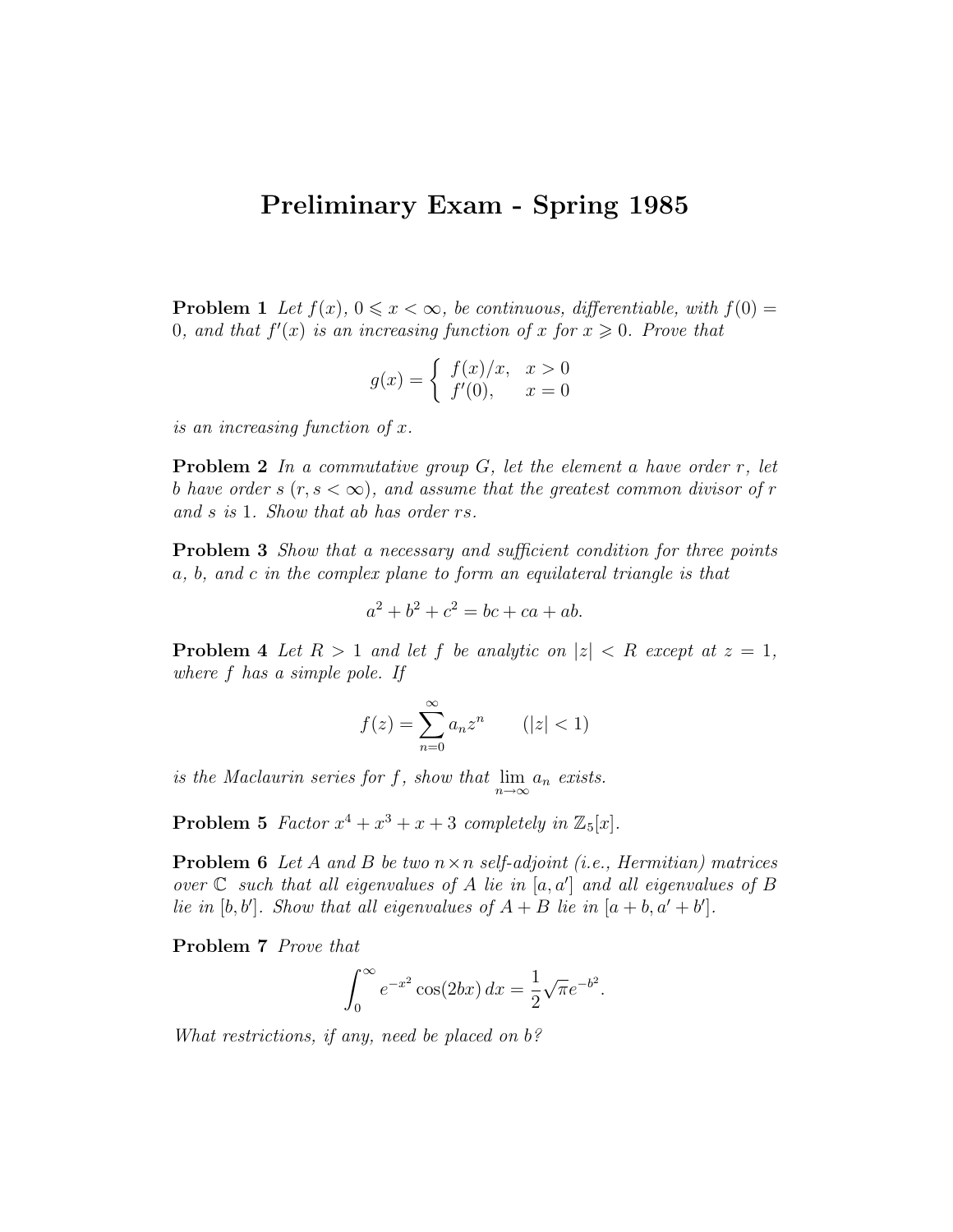# Preliminary Exam - Spring 1985

**Problem 1** *Let $f(x)$, $0 \leqslant x < \infty$, be continuous, differentiable, with $f(0) = 0$, and that $f'(x)$ is an increasing function of $x$ for $x \geqslant 0$. Prove that*

$$g(x) = \begin{cases} f(x)/x, & x > 0 \\ f'(0), & x = 0 \end{cases}$$

*is an increasing function of $x$.*

**Problem 2** *In a commutative group $G$, let the element $a$ have order $r$, let $b$ have order $s$ ($r, s < \infty$), and assume that the greatest common divisor of $r$ and $s$ is 1. Show that $ab$ has order $rs$.*

**Problem 3** *Show that a necessary and sufficient condition for three points $a$, $b$, and $c$ in the complex plane to form an equilateral triangle is that*

$$a^2 + b^2 + c^2 = bc + ca + ab.$$

**Problem 4** *Let $R > 1$ and let $f$ be analytic on $|z| < R$ except at $z = 1$, where $f$ has a simple pole. If*

$$f(z) = \sum_{n=0}^{\infty} a_n z^n \qquad (|z| < 1)$$

*is the Maclaurin series for $f$, show that $\lim_{n \to \infty} a_n$ exists.*

**Problem 5** *Factor $x^4 + x^3 + x + 3$ completely in $\mathbb{Z}_5[x]$.*

**Problem 6** *Let $A$ and $B$ be two $n \times n$ self-adjoint (i.e., Hermitian) matrices over $\mathbb{C}$ such that all eigenvalues of $A$ lie in $[a, a']$ and all eigenvalues of $B$ lie in $[b, b']$. Show that all eigenvalues of $A + B$ lie in $[a + b, a' + b']$.*

**Problem 7** *Prove that*

$$\int_0^\infty e^{-x^2} \cos(2bx)\, dx = \frac{1}{2}\sqrt{\pi} e^{-b^2}.$$

*What restrictions, if any, need be placed on $b$?*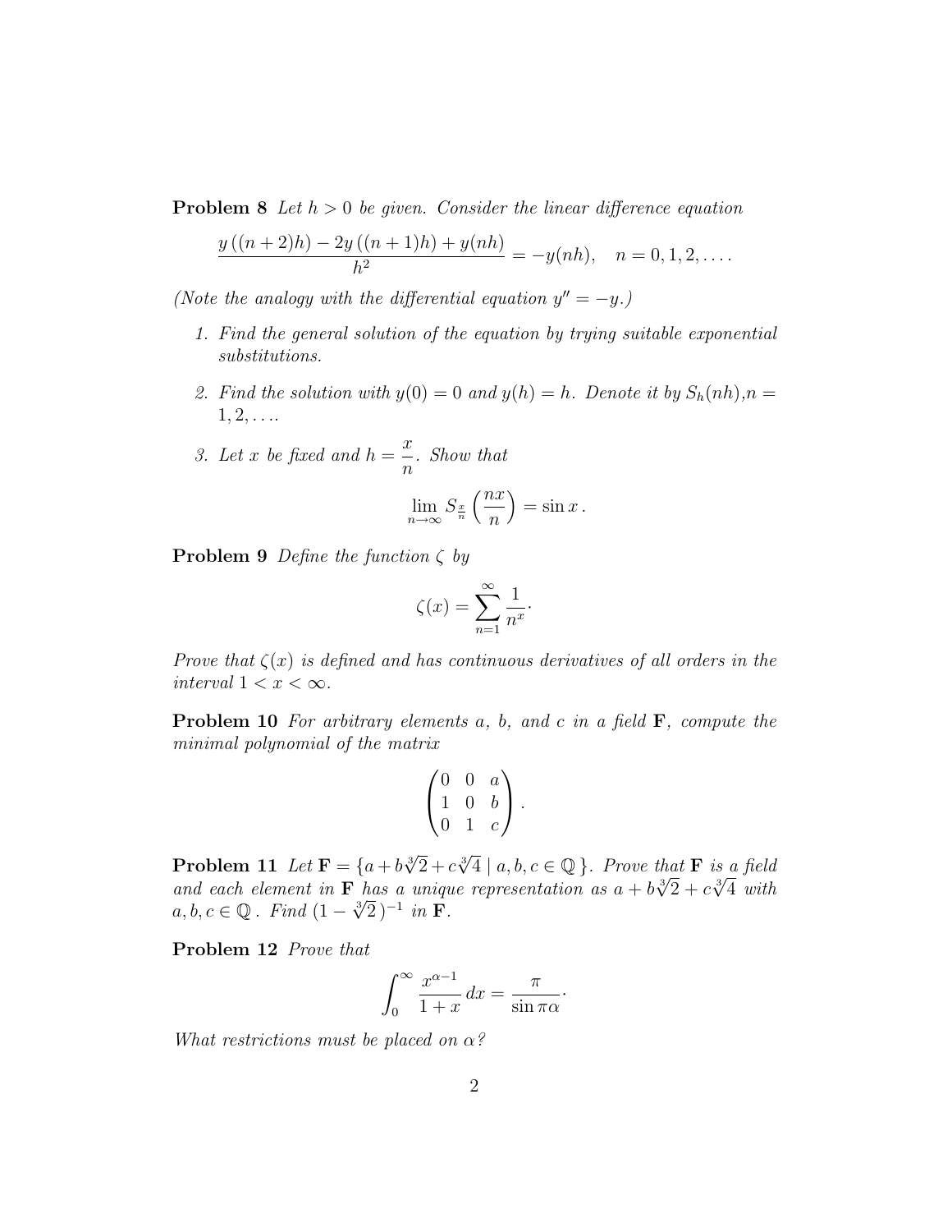**Problem 8** *Let $h > 0$ be given. Consider the linear difference equation*

$$\frac{y\left((n+2)h\right) - 2y\left((n+1)h\right) + y(nh)}{h^2} = -y(nh), \quad n = 0, 1, 2, \ldots.$$

*(Note the analogy with the differential equation $y'' = -y$.)*

1. *Find the general solution of the equation by trying suitable exponential substitutions.*

2. *Find the solution with $y(0) = 0$ and $y(h) = h$. Denote it by $S_h(nh), n = 1, 2, \ldots$.*

3. *Let $x$ be fixed and $h = \dfrac{x}{n}$. Show that*

$$\lim_{n\to\infty} S_{\frac{x}{n}}\left(\frac{nx}{n}\right) = \sin x\,.$$

**Problem 9** *Define the function $\zeta$ by*

$$\zeta(x) = \sum_{n=1}^{\infty} \frac{1}{n^x}\cdot$$

*Prove that $\zeta(x)$ is defined and has continuous derivatives of all orders in the interval $1 < x < \infty$.*

**Problem 10** *For arbitrary elements $a$, $b$, and $c$ in a field $\mathbf{F}$, compute the minimal polynomial of the matrix*

$$\begin{pmatrix} 0 & 0 & a \\ 1 & 0 & b \\ 0 & 1 & c \end{pmatrix}.$$

**Problem 11** *Let $\mathbf{F} = \{a + b\sqrt[3]{2} + c\sqrt[3]{4} \mid a, b, c \in \mathbb{Q}\}$. Prove that $\mathbf{F}$ is a field and each element in $\mathbf{F}$ has a unique representation as $a + b\sqrt[3]{2} + c\sqrt[3]{4}$ with $a, b, c \in \mathbb{Q}$. Find $(1 - \sqrt[3]{2})^{-1}$ in $\mathbf{F}$.*

**Problem 12** *Prove that*

$$\int_0^\infty \frac{x^{\alpha-1}}{1+x}\,dx = \frac{\pi}{\sin \pi\alpha}\cdot$$

*What restrictions must be placed on $\alpha$?*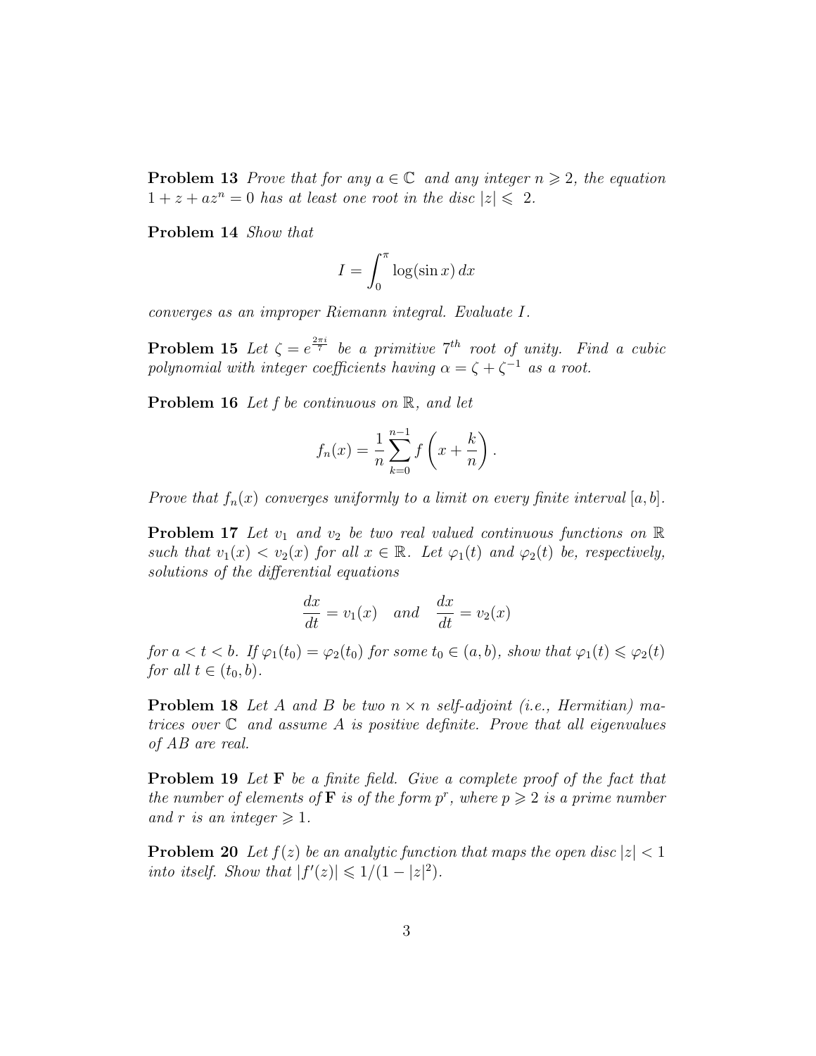**Problem 13** *Prove that for any $a \in \mathbb{C}$ and any integer $n \geqslant 2$, the equation $1 + z + az^n = 0$ has at least one root in the disc $|z| \leqslant 2$.*

**Problem 14** *Show that*

$$I = \int_0^\pi \log(\sin x)\, dx$$

*converges as an improper Riemann integral. Evaluate $I$.*

**Problem 15** *Let $\zeta = e^{\frac{2\pi i}{7}}$ be a primitive $7^{th}$ root of unity. Find a cubic polynomial with integer coefficients having $\alpha = \zeta + \zeta^{-1}$ as a root.*

**Problem 16** *Let $f$ be continuous on $\mathbb{R}$, and let*

$$f_n(x) = \frac{1}{n} \sum_{k=0}^{n-1} f\left(x + \frac{k}{n}\right).$$

*Prove that $f_n(x)$ converges uniformly to a limit on every finite interval $[a, b]$.*

**Problem 17** *Let $v_1$ and $v_2$ be two real valued continuous functions on $\mathbb{R}$ such that $v_1(x) < v_2(x)$ for all $x \in \mathbb{R}$. Let $\varphi_1(t)$ and $\varphi_2(t)$ be, respectively, solutions of the differential equations*

$$\frac{dx}{dt} = v_1(x) \quad \textit{and} \quad \frac{dx}{dt} = v_2(x)$$

*for $a < t < b$. If $\varphi_1(t_0) = \varphi_2(t_0)$ for some $t_0 \in (a, b)$, show that $\varphi_1(t) \leqslant \varphi_2(t)$ for all $t \in (t_0, b)$.*

**Problem 18** *Let $A$ and $B$ be two $n \times n$ self-adjoint (i.e., Hermitian) matrices over $\mathbb{C}$ and assume $A$ is positive definite. Prove that all eigenvalues of $AB$ are real.*

**Problem 19** *Let $\mathbf{F}$ be a finite field. Give a complete proof of the fact that the number of elements of $\mathbf{F}$ is of the form $p^r$, where $p \geqslant 2$ is a prime number and $r$ is an integer $\geqslant 1$.*

**Problem 20** *Let $f(z)$ be an analytic function that maps the open disc $|z| < 1$ into itself. Show that $|f'(z)| \leqslant 1/(1 - |z|^2)$.*